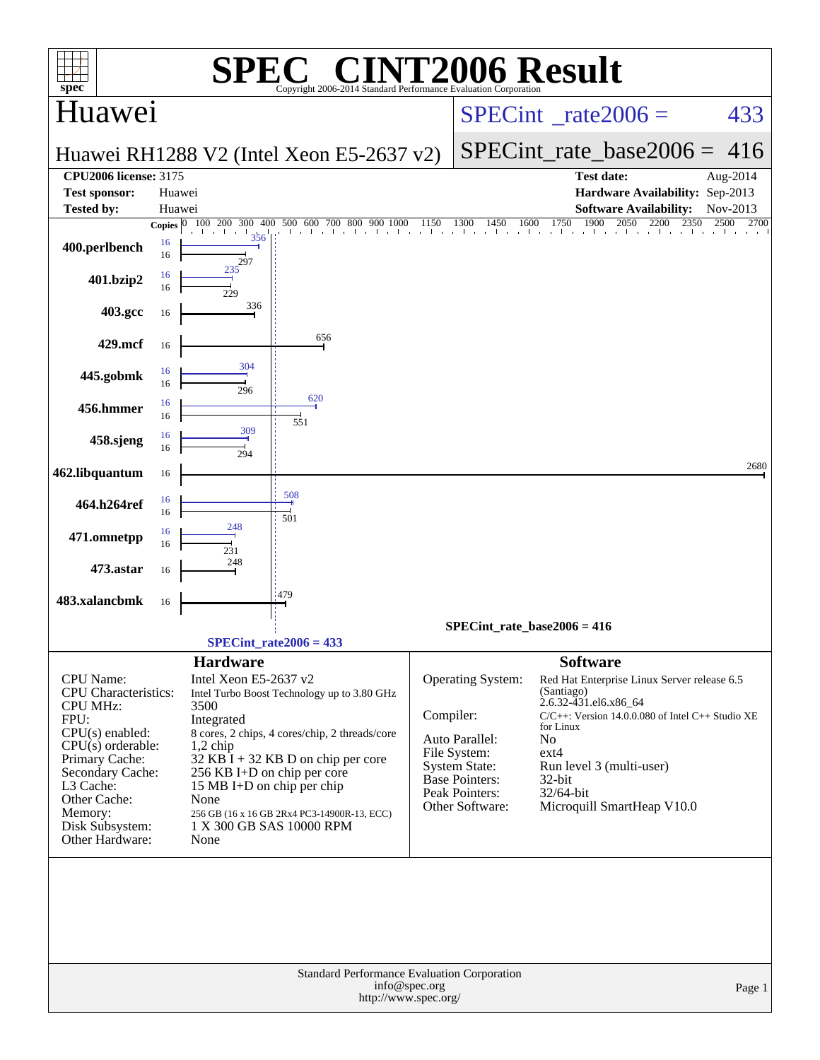# SPEC CINT2006 Result

Copyright 2006-2014 Standard Performance Evaluation Corporation

## Huawei

**Huawei RH1288 V2 (Intel Xeon E5-2637 v2)**

SPECint_rate2006 = 433

SPECint_rate_base2006 = 416

| | | | |
|---|---|---|---|
| **CPU2006 license:** 3175 | | **Test date:** | Aug-2014 |
| **Test sponsor:** | Huawei | **Hardware Availability:** | Sep-2013 |
| **Tested by:** | Huawei | **Software Availability:** | Nov-2013 |

| Benchmark | Copies (peak) | Peak | Copies (base) | Base |
|---|---|---|---|---|
| 400.perlbench | 16 | 356 | 16 | 297 |
| 401.bzip2 | 16 | 235 | 16 | 229 |
| 403.gcc | | | 16 | 336 |
| 429.mcf | | | 16 | 656 |
| 445.gobmk | 16 | 304 | 16 | 296 |
| 456.hmmer | 16 | 620 | 16 | 551 |
| 458.sjeng | 16 | 309 | 16 | 294 |
| 462.libquantum | | | 16 | 2680 |
| 464.h264ref | 16 | 508 | 16 | 501 |
| 471.omnetpp | 16 | 248 | 16 | 231 |
| 473.astar | | | 16 | 248 |
| 483.xalancbmk | | | 16 | 479 |

SPECint_rate_base2006 = 416

SPECint_rate2006 = 433

### Hardware

| | |
|---|---|
| CPU Name: | Intel Xeon E5-2637 v2 |
| CPU Characteristics: | Intel Turbo Boost Technology up to 3.80 GHz |
| CPU MHz: | 3500 |
| FPU: | Integrated |
| CPU(s) enabled: | 8 cores, 2 chips, 4 cores/chip, 2 threads/core |
| CPU(s) orderable: | 1,2 chip |
| Primary Cache: | 32 KB I + 32 KB D on chip per core |
| Secondary Cache: | 256 KB I+D on chip per core |
| L3 Cache: | 15 MB I+D on chip per chip |
| Other Cache: | None |
| Memory: | 256 GB (16 x 16 GB 2Rx4 PC3-14900R-13, ECC) |
| Disk Subsystem: | 1 X 300 GB SAS 10000 RPM |
| Other Hardware: | None |

### Software

| | |
|---|---|
| Operating System: | Red Hat Enterprise Linux Server release 6.5 (Santiago) 2.6.32-431.el6.x86_64 |
| Compiler: | C/C++: Version 14.0.0.080 of Intel C++ Studio XE for Linux |
| Auto Parallel: | No |
| File System: | ext4 |
| System State: | Run level 3 (multi-user) |
| Base Pointers: | 32-bit |
| Peak Pointers: | 32/64-bit |
| Other Software: | Microquill SmartHeap V10.0 |

Standard Performance Evaluation Corporation
info@spec.org
http://www.spec.org/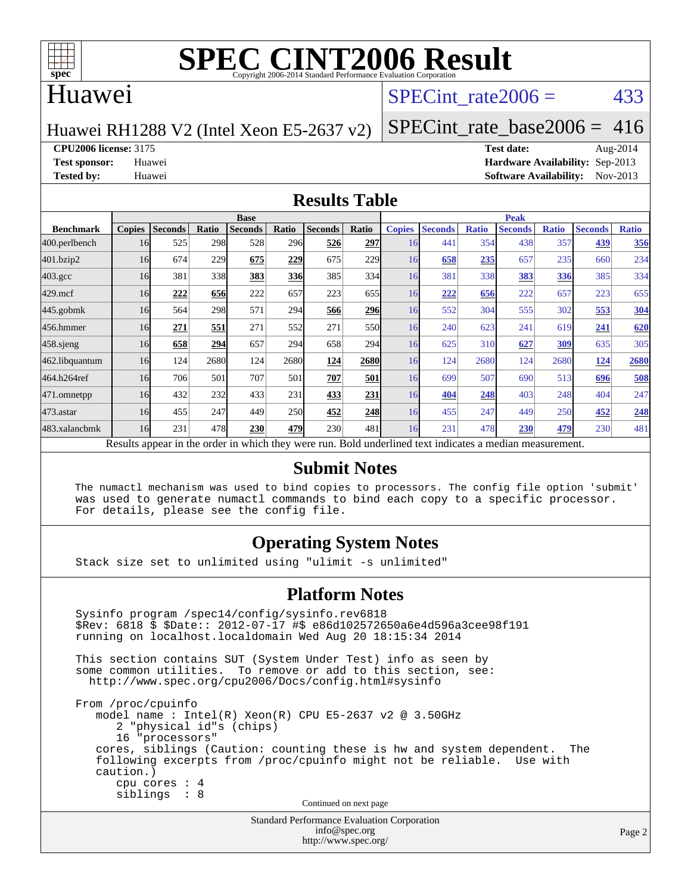# SPEC CINT2006 Result

Copyright 2006-2014 Standard Performance Evaluation Corporation

## Huawei

Huawei RH1288 V2 (Intel Xeon E5-2637 v2)

SPECint_rate2006 = 433

SPECint_rate_base2006 = 416

**CPU2006 license:** 3175
**Test sponsor:** Huawei
**Tested by:** Huawei

**Test date:** Aug-2014
**Hardware Availability:** Sep-2013
**Software Availability:** Nov-2013

## Results Table

| Benchmark | Base | | | | | | | Peak | | | | | | |
|---|---|---|---|---|---|---|---|---|---|---|---|---|---|---|
| | Copies | Seconds | Ratio | Seconds | Ratio | Seconds | Ratio | Copies | Seconds | Ratio | Seconds | Ratio | Seconds | Ratio |
| 400.perlbench | 16 | 525 | 298 | 528 | 296 | **526** | **297** | 16 | 441 | 354 | 438 | 357 | **439** | **356** |
| 401.bzip2 | 16 | 674 | 229 | **675** | **229** | 675 | 229 | 16 | **658** | **235** | 657 | 235 | 660 | 234 |
| 403.gcc | 16 | 381 | 338 | **383** | **336** | 385 | 334 | 16 | 381 | 338 | **383** | **336** | 385 | 334 |
| 429.mcf | 16 | **222** | **656** | 222 | 657 | 223 | 655 | 16 | **222** | **656** | 222 | 657 | 223 | 655 |
| 445.gobmk | 16 | 564 | 298 | 571 | 294 | **566** | **296** | 16 | 552 | 304 | 555 | 302 | **553** | **304** |
| 456.hmmer | 16 | **271** | **551** | 271 | 552 | 271 | 550 | 16 | 240 | 623 | 241 | 619 | **241** | **620** |
| 458.sjeng | 16 | **658** | **294** | 657 | 294 | 658 | 294 | 16 | 625 | 310 | **627** | **309** | 635 | 305 |
| 462.libquantum | 16 | 124 | 2680 | 124 | 2680 | **124** | **2680** | 16 | 124 | 2680 | 124 | 2680 | **124** | **2680** |
| 464.h264ref | 16 | 706 | 501 | 707 | 501 | **707** | **501** | 16 | 699 | 507 | 690 | 513 | **696** | **508** |
| 471.omnetpp | 16 | 432 | 232 | 433 | 231 | **433** | **231** | 16 | **404** | **248** | 403 | 248 | 404 | 247 |
| 473.astar | 16 | 455 | 247 | 449 | 250 | **452** | **248** | 16 | 455 | 247 | 449 | 250 | **452** | **248** |
| 483.xalancbmk | 16 | 231 | 478 | **230** | **479** | 230 | 481 | 16 | 231 | 478 | **230** | **479** | 230 | 481 |

Results appear in the order in which they were run. Bold underlined text indicates a median measurement.

## Submit Notes

```
The numactl mechanism was used to bind copies to processors. The config file option 'submit'
was used to generate numactl commands to bind each copy to a specific processor.
For details, please see the config file.
```

## Operating System Notes

```
Stack size set to unlimited using "ulimit -s unlimited"
```

## Platform Notes

```
Sysinfo program /spec14/config/sysinfo.rev6818
$Rev: 6818 $ $Date:: 2012-07-17 #$ e86d102572650a6e4d596a3cee98f191
running on localhost.localdomain Wed Aug 20 18:15:34 2014

This section contains SUT (System Under Test) info as seen by
some common utilities.  To remove or add to this section, see:
  http://www.spec.org/cpu2006/Docs/config.html#sysinfo

From /proc/cpuinfo
   model name : Intel(R) Xeon(R) CPU E5-2637 v2 @ 3.50GHz
      2 "physical id"s (chips)
      16 "processors"
   cores, siblings (Caution: counting these is hw and system dependent.  The
   following excerpts from /proc/cpuinfo might not be reliable.  Use with
   caution.)
      cpu cores : 4
      siblings  : 8
```

Continued on next page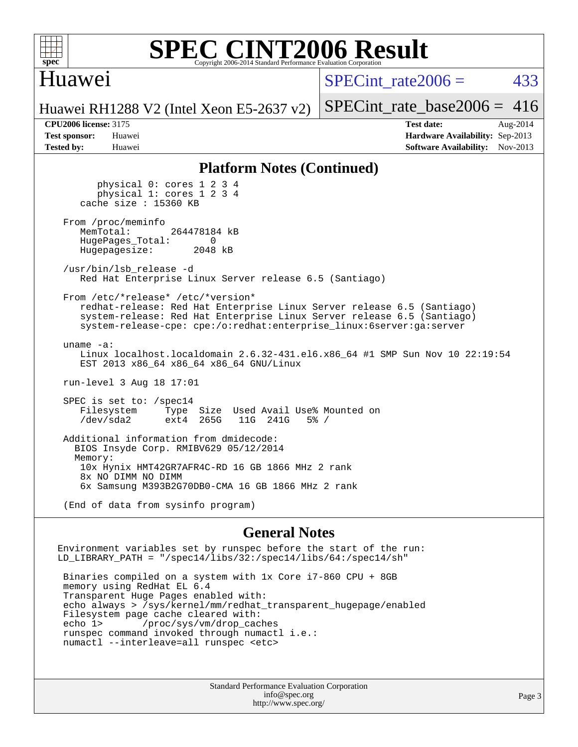# SPEC CINT2006 Result

Copyright 2006-2014 Standard Performance Evaluation Corporation

## Huawei

Huawei RH1288 V2 (Intel Xeon E5-2637 v2)

SPECint_rate2006 = 433

SPECint_rate_base2006 = 416

**CPU2006 license:** 3175
**Test sponsor:** Huawei
**Tested by:** Huawei

**Test date:** Aug-2014
**Hardware Availability:** Sep-2013
**Software Availability:** Nov-2013

## Platform Notes (Continued)

```
        physical 0: cores 1 2 3 4
        physical 1: cores 1 2 3 4
    cache size : 15360 KB

 From /proc/meminfo
    MemTotal:       264478184 kB
    HugePages_Total:       0
    Hugepagesize:       2048 kB

 /usr/bin/lsb_release -d
    Red Hat Enterprise Linux Server release 6.5 (Santiago)

 From /etc/*release* /etc/*version*
    redhat-release: Red Hat Enterprise Linux Server release 6.5 (Santiago)
    system-release: Red Hat Enterprise Linux Server release 6.5 (Santiago)
    system-release-cpe: cpe:/o:redhat:enterprise_linux:6server:ga:server

 uname -a:
    Linux localhost.localdomain 2.6.32-431.el6.x86_64 #1 SMP Sun Nov 10 22:19:54
    EST 2013 x86_64 x86_64 x86_64 GNU/Linux

 run-level 3 Aug 18 17:01

 SPEC is set to: /spec14
    Filesystem     Type  Size  Used Avail Use% Mounted on
    /dev/sda2      ext4  265G   11G  241G   5% /

 Additional information from dmidecode:
   BIOS Insyde Corp. RMIBV629 05/12/2014
   Memory:
    10x Hynix HMT42GR7AFR4C-RD 16 GB 1866 MHz 2 rank
    8x NO DIMM NO DIMM
    6x Samsung M393B2G70DB0-CMA 16 GB 1866 MHz 2 rank

 (End of data from sysinfo program)
```

## General Notes

```
Environment variables set by runspec before the start of the run:
LD_LIBRARY_PATH = "/spec14/libs/32:/spec14/libs/64:/spec14/sh"

 Binaries compiled on a system with 1x Core i7-860 CPU + 8GB
 memory using RedHat EL 6.4
 Transparent Huge Pages enabled with:
 echo always > /sys/kernel/mm/redhat_transparent_hugepage/enabled
 Filesystem page cache cleared with:
 echo 1>       /proc/sys/vm/drop_caches
 runspec command invoked through numactl i.e.:
 numactl --interleave=all runspec <etc>
```

Standard Performance Evaluation Corporation
info@spec.org
http://www.spec.org/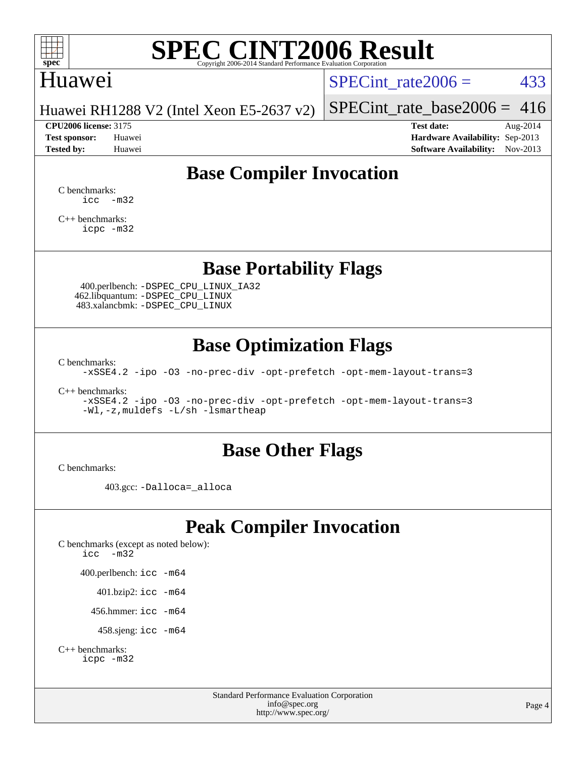# SPEC CINT2006 Result

Copyright 2006-2014 Standard Performance Evaluation Corporation

## Huawei

Huawei RH1288 V2 (Intel Xeon E5-2637 v2)

SPECint_rate2006 = 433

SPECint_rate_base2006 = 416

**CPU2006 license:** 3175
**Test sponsor:** Huawei
**Tested by:** Huawei

**Test date:** Aug-2014
**Hardware Availability:** Sep-2013
**Software Availability:** Nov-2013

## Base Compiler Invocation

C benchmarks:
```
icc  -m32
```

C++ benchmarks:
```
icpc -m32
```

## Base Portability Flags

400.perlbench: `-DSPEC_CPU_LINUX_IA32`
462.libquantum: `-DSPEC_CPU_LINUX`
483.xalancbmk: `-DSPEC_CPU_LINUX`

## Base Optimization Flags

C benchmarks:
```
-xSSE4.2 -ipo -O3 -no-prec-div -opt-prefetch -opt-mem-layout-trans=3
```

C++ benchmarks:
```
-xSSE4.2 -ipo -O3 -no-prec-div -opt-prefetch -opt-mem-layout-trans=3
-Wl,-z,muldefs -L/sh -lsmartheap
```

## Base Other Flags

C benchmarks:

403.gcc: `-Dalloca=_alloca`

## Peak Compiler Invocation

C benchmarks (except as noted below):
```
icc  -m32
```

400.perlbench: `icc -m64`

401.bzip2: `icc -m64`

456.hmmer: `icc -m64`

458.sjeng: `icc -m64`

C++ benchmarks:
```
icpc -m32
```

Standard Performance Evaluation Corporation
info@spec.org
http://www.spec.org/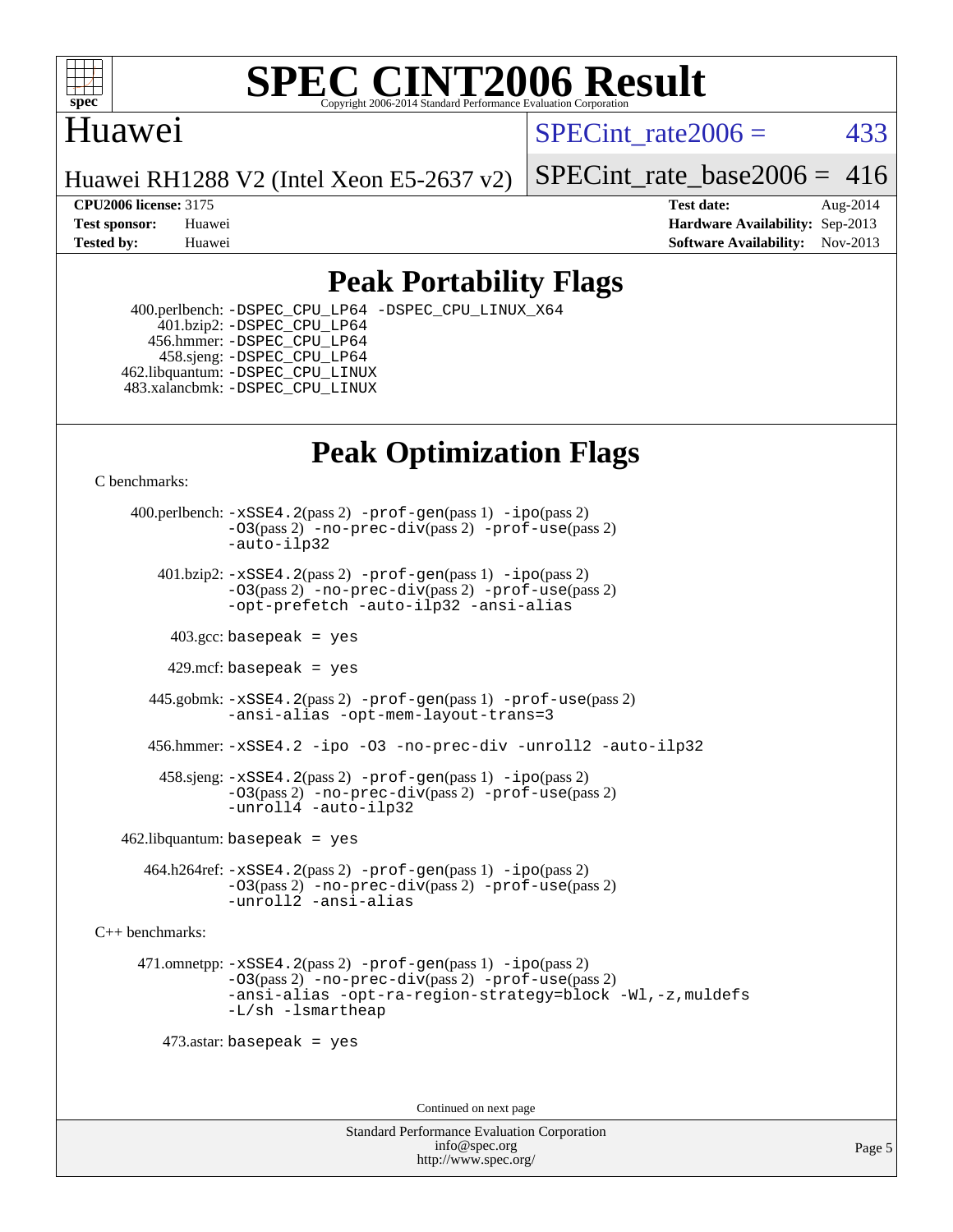# SPEC CINT2006 Result

Copyright 2006-2014 Standard Performance Evaluation Corporation

## Huawei

Huawei RH1288 V2 (Intel Xeon E5-2637 v2)

SPECint_rate2006 = 433

SPECint_rate_base2006 = 416

| | | | |
|---|---|---|---|
| **CPU2006 license:** | 3175 | **Test date:** | Aug-2014 |
| **Test sponsor:** | Huawei | **Hardware Availability:** | Sep-2013 |
| **Tested by:** | Huawei | **Software Availability:** | Nov-2013 |

## Peak Portability Flags

400.perlbench: `-DSPEC_CPU_LP64 -DSPEC_CPU_LINUX_X64`
401.bzip2: `-DSPEC_CPU_LP64`
456.hmmer: `-DSPEC_CPU_LP64`
458.sjeng: `-DSPEC_CPU_LP64`
462.libquantum: `-DSPEC_CPU_LINUX`
483.xalancbmk: `-DSPEC_CPU_LINUX`

## Peak Optimization Flags

C benchmarks:

400.perlbench: `-xSSE4.2`(pass 2) `-prof-gen`(pass 1) `-ipo`(pass 2) `-O3`(pass 2) `-no-prec-div`(pass 2) `-prof-use`(pass 2) `-auto-ilp32`

401.bzip2: `-xSSE4.2`(pass 2) `-prof-gen`(pass 1) `-ipo`(pass 2) `-O3`(pass 2) `-no-prec-div`(pass 2) `-prof-use`(pass 2) `-opt-prefetch -auto-ilp32 -ansi-alias`

403.gcc: `basepeak = yes`

429.mcf: `basepeak = yes`

445.gobmk: `-xSSE4.2`(pass 2) `-prof-gen`(pass 1) `-prof-use`(pass 2) `-ansi-alias -opt-mem-layout-trans=3`

456.hmmer: `-xSSE4.2 -ipo -O3 -no-prec-div -unroll2 -auto-ilp32`

458.sjeng: `-xSSE4.2`(pass 2) `-prof-gen`(pass 1) `-ipo`(pass 2) `-O3`(pass 2) `-no-prec-div`(pass 2) `-prof-use`(pass 2) `-unroll4 -auto-ilp32`

462.libquantum: `basepeak = yes`

464.h264ref: `-xSSE4.2`(pass 2) `-prof-gen`(pass 1) `-ipo`(pass 2) `-O3`(pass 2) `-no-prec-div`(pass 2) `-prof-use`(pass 2) `-unroll2 -ansi-alias`

C++ benchmarks:

471.omnetpp: `-xSSE4.2`(pass 2) `-prof-gen`(pass 1) `-ipo`(pass 2) `-O3`(pass 2) `-no-prec-div`(pass 2) `-prof-use`(pass 2) `-ansi-alias -opt-ra-region-strategy=block -Wl,-z,muldefs -L/sh -lsmartheap`

473.astar: `basepeak = yes`

Continued on next page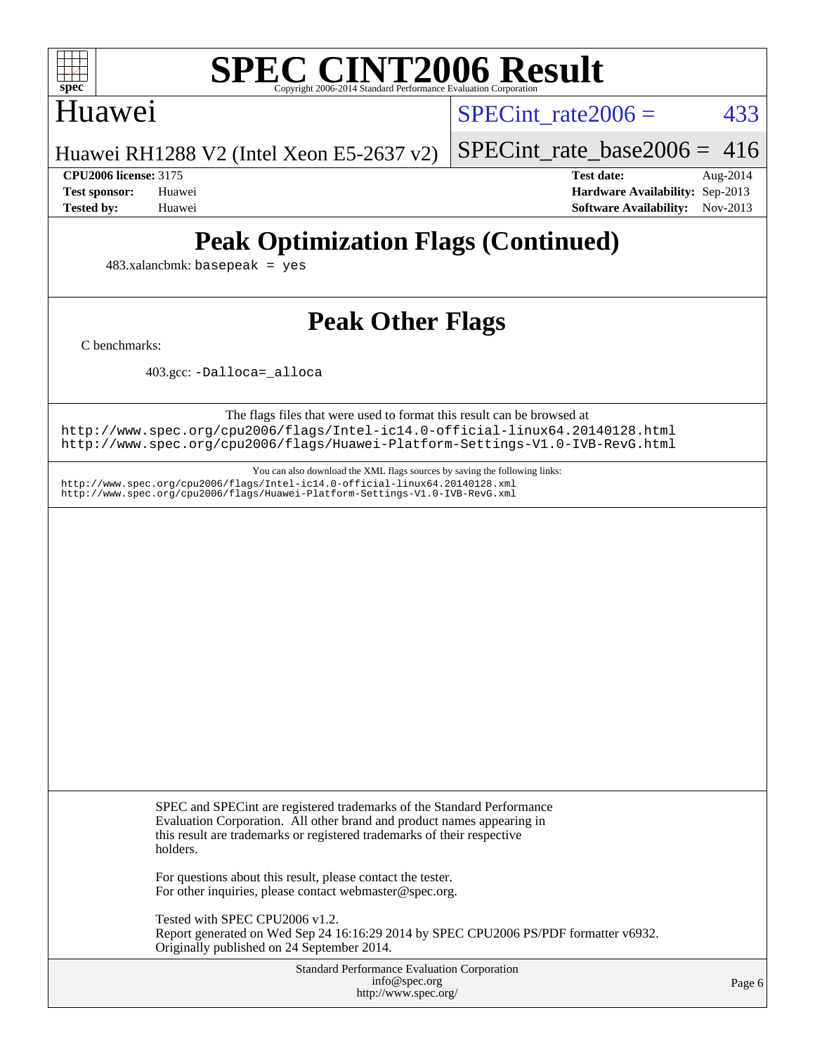## Peak Optimization Flags (Continued)

483.xalancbmk: basepeak = yes

## Peak Other Flags

C benchmarks:

403.gcc: -Dalloca=_alloca

The flags files that were used to format this result can be browsed at
http://www.spec.org/cpu2006/flags/Intel-ic14.0-official-linux64.20140128.html
http://www.spec.org/cpu2006/flags/Huawei-Platform-Settings-V1.0-IVB-RevG.html

You can also download the XML flags sources by saving the following links:
http://www.spec.org/cpu2006/flags/Intel-ic14.0-official-linux64.20140128.xml
http://www.spec.org/cpu2006/flags/Huawei-Platform-Settings-V1.0-IVB-RevG.xml

SPEC and SPECint are registered trademarks of the Standard Performance Evaluation Corporation. All other brand and product names appearing in this result are trademarks or registered trademarks of their respective holders.

For questions about this result, please contact the tester.
For other inquiries, please contact webmaster@spec.org.

Tested with SPEC CPU2006 v1.2.
Report generated on Wed Sep 24 16:16:29 2014 by SPEC CPU2006 PS/PDF formatter v6932.
Originally published on 24 September 2014.